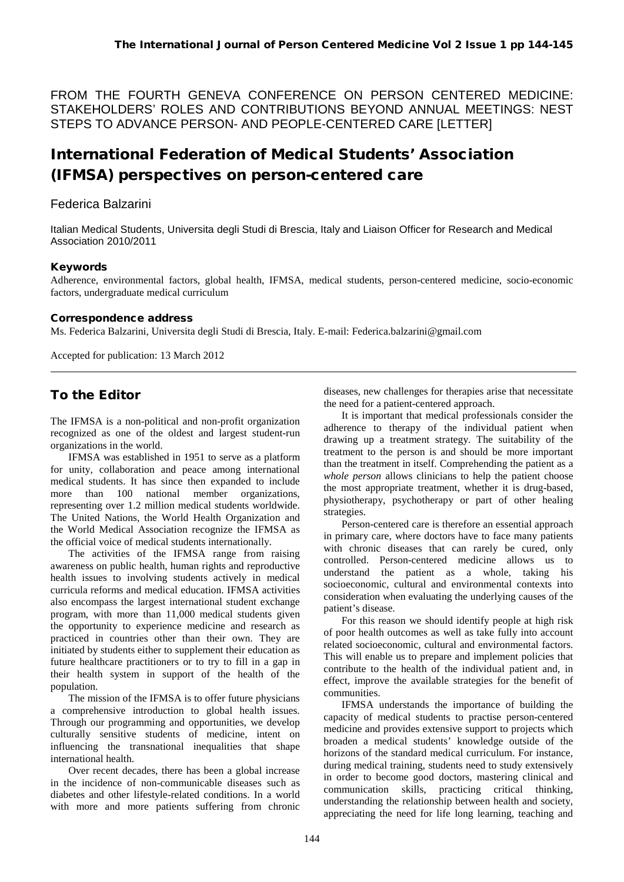FROM THE FOURTH GENEVA CONFERENCE ON PERSON CENTERED MEDICINE: STAKEHOLDERS' ROLES AND CONTRIBUTIONS BEYOND ANNUAL MEETINGS: NEST STEPS TO ADVANCE PERSON- AND PEOPLE-CENTERED CARE [LETTER]

# International Federation of Medical Students' Association (IFMSA) perspectives on person-centered care

Federica Balzarini

Italian Medical Students, Universita degli Studi di Brescia, Italy and Liaison Officer for Research and Medical Association 2010/2011

### Keywords

Adherence, environmental factors, global health, IFMSA, medical students, person-centered medicine, socio-economic factors, undergraduate medical curriculum

### Correspondence address

Ms. Federica Balzarini, Universita degli Studi di Brescia, Italy. E-mail: Federica.balzarini@gmail.com

Accepted for publication: 13 March 2012

## To the Editor

The IFMSA is a non-political and non-profit organization recognized as one of the oldest and largest student-run organizations in the world.

IFMSA was established in 1951 to serve as a platform for unity, collaboration and peace among international medical students. It has since then expanded to include more than 100 national member organizations, representing over 1.2 million medical students worldwide. The United Nations, the World Health Organization and the World Medical Association recognize the IFMSA as the official voice of medical students internationally.

The activities of the IFMSA range from raising awareness on public health, human rights and reproductive health issues to involving students actively in medical curricula reforms and medical education. IFMSA activities also encompass the largest international student exchange program, with more than 11,000 medical students given the opportunity to experience medicine and research as practiced in countries other than their own. They are initiated by students either to supplement their education as future healthcare practitioners or to try to fill in a gap in their health system in support of the health of the population.

The mission of the IFMSA is to offer future physicians a comprehensive introduction to global health issues. Through our programming and opportunities, we develop culturally sensitive students of medicine, intent on influencing the transnational inequalities that shape international health.

Over recent decades, there has been a global increase in the incidence of non-communicable diseases such as diabetes and other lifestyle-related conditions. In a world with more and more patients suffering from chronic diseases, new challenges for therapies arise that necessitate the need for a patient-centered approach.

It is important that medical professionals consider the adherence to therapy of the individual patient when drawing up a treatment strategy. The suitability of the treatment to the person is and should be more important than the treatment in itself. Comprehending the patient as a *whole person* allows clinicians to help the patient choose the most appropriate treatment, whether it is drug-based, physiotherapy, psychotherapy or part of other healing strategies.

Person-centered care is therefore an essential approach in primary care, where doctors have to face many patients with chronic diseases that can rarely be cured, only controlled. Person-centered medicine allows us to understand the patient as a whole, taking his socioeconomic, cultural and environmental contexts into consideration when evaluating the underlying causes of the patient's disease.

For this reason we should identify people at high risk of poor health outcomes as well as take fully into account related socioeconomic, cultural and environmental factors. This will enable us to prepare and implement policies that contribute to the health of the individual patient and, in effect, improve the available strategies for the benefit of communities.

IFMSA understands the importance of building the capacity of medical students to practise person-centered medicine and provides extensive support to projects which broaden a medical students' knowledge outside of the horizons of the standard medical curriculum. For instance, during medical training, students need to study extensively in order to become good doctors, mastering clinical and communication skills, practicing critical thinking, understanding the relationship between health and society, appreciating the need for life long learning, teaching and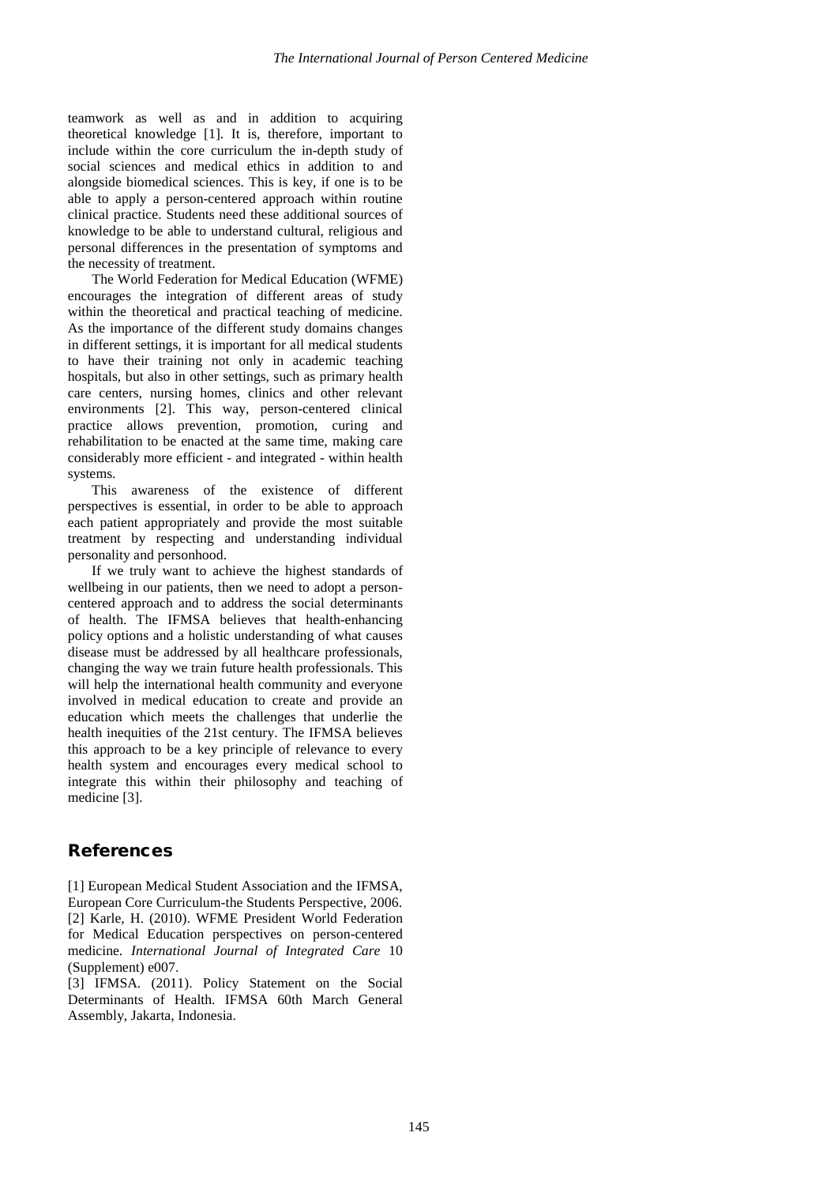teamwork as well as and in addition to acquiring theoretical knowledge [1]. It is, therefore, important to include within the core curriculum the in-depth study of social sciences and medical ethics in addition to and alongside biomedical sciences. This is key, if one is to be able to apply a person-centered approach within routine clinical practice. Students need these additional sources of knowledge to be able to understand cultural, religious and personal differences in the presentation of symptoms and the necessity of treatment.

The World Federation for Medical Education (WFME) encourages the integration of different areas of study within the theoretical and practical teaching of medicine. As the importance of the different study domains changes in different settings, it is important for all medical students to have their training not only in academic teaching hospitals, but also in other settings, such as primary health care centers, nursing homes, clinics and other relevant environments [2]. This way, person-centered clinical practice allows prevention, promotion, curing and rehabilitation to be enacted at the same time, making care considerably more efficient - and integrated - within health systems.

This awareness of the existence of different perspectives is essential, in order to be able to approach each patient appropriately and provide the most suitable treatment by respecting and understanding individual personality and personhood.

If we truly want to achieve the highest standards of wellbeing in our patients, then we need to adopt a person-centered approach and to address the social determinants of health. The IFMSA believes that health-enhancing policy options and a holistic understanding of what causes disease must be addressed by all healthcare professionals, changing the way we train future health professionals. This will help the international health community and everyone involved in medical education to create and provide an education which meets the challenges that underlie the health inequities of the 21st century. The IFMSA believes this approach to be a key principle of relevance to every health system and encourages every medical school to integrate this within their philosophy and teaching of medicine [3].

## References

[1] European Medical Student Association and the IFMSA, European Core Curriculum-the Students Perspective, 2006.

[2] Karle, H. (2010). WFME President World Federation for Medical Education perspectives on person-centered medicine. *International Journal of Integrated Care* 10 (Supplement) e007.

[3] IFMSA. (2011). Policy Statement on the Social Determinants of Health. IFMSA 60th March General Assembly, Jakarta, Indonesia.